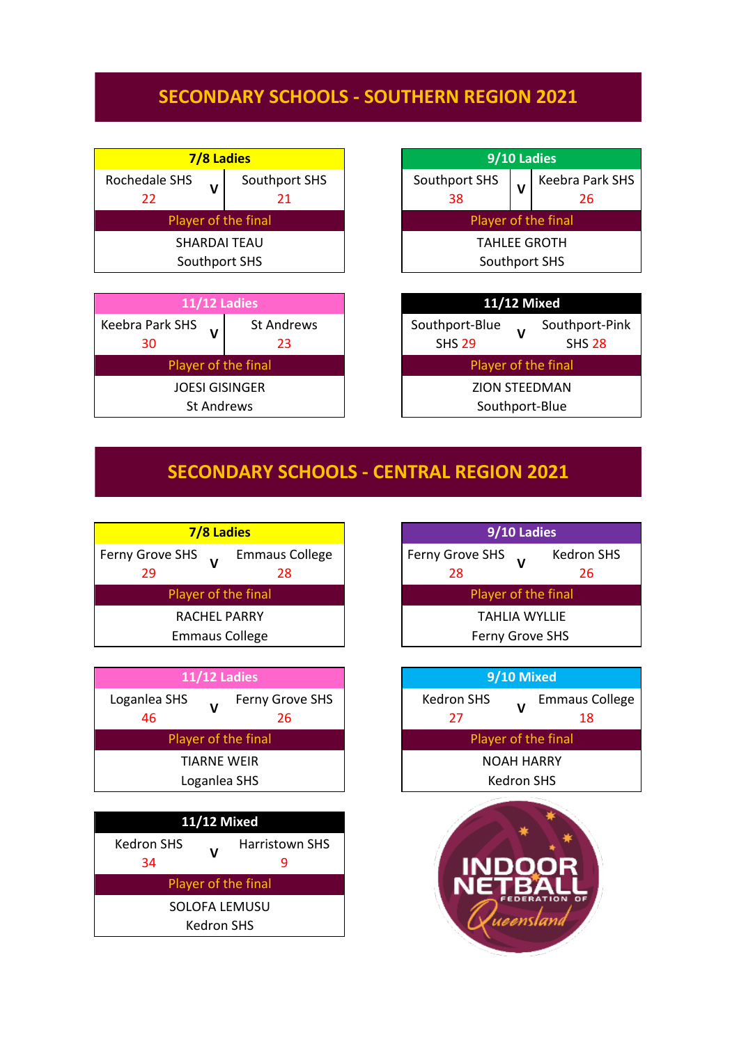# SECONDARY SCHOOLS - SOUTHERN REGION 2021

| 7/8 Ladies | | |
|---|---|---|
| Rochedale SHS 22 | V | Southport SHS 21 |
| Player of the final | | |
| SHARDAI TEAU Southport SHS | | |

| 9/10 Ladies | | |
|---|---|---|
| Southport SHS 38 | V | Keebra Park SHS 26 |
| Player of the final | | |
| TAHLEE GROTH Southport SHS | | |

| 11/12 Ladies | | |
|---|---|---|
| Keebra Park SHS 30 | V | St Andrews 23 |
| Player of the final | | |
| JOESI GISINGER St Andrews | | |

| 11/12 Mixed | | |
|---|---|---|
| Southport-Blue SHS 29 | V | Southport-Pink SHS 28 |
| Player of the final | | |
| ZION STEEDMAN Southport-Blue | | |

# SECONDARY SCHOOLS - CENTRAL REGION 2021

| 7/8 Ladies | | |
|---|---|---|
| Ferny Grove SHS 29 | V | Emmaus College 28 |
| Player of the final | | |
| RACHEL PARRY Emmaus College | | |

| 9/10 Ladies | | |
|---|---|---|
| Ferny Grove SHS 28 | V | Kedron SHS 26 |
| Player of the final | | |
| TAHLIA WYLLIE Ferny Grove SHS | | |

| 11/12 Ladies | | |
|---|---|---|
| Loganlea SHS 46 | V | Ferny Grove SHS 26 |
| Player of the final | | |
| TIARNE WEIR Loganlea SHS | | |

| 9/10 Mixed | | |
|---|---|---|
| Kedron SHS 27 | V | Emmaus College 18 |
| Player of the final | | |
| NOAH HARRY Kedron SHS | | |

| 11/12 Mixed | | |
|---|---|---|
| Kedron SHS 34 | V | Harristown SHS 9 |
| Player of the final | | |
| SOLOFA LEMUSU Kedron SHS | | |

INDOOR NETBALL FEDERATION OF Queensland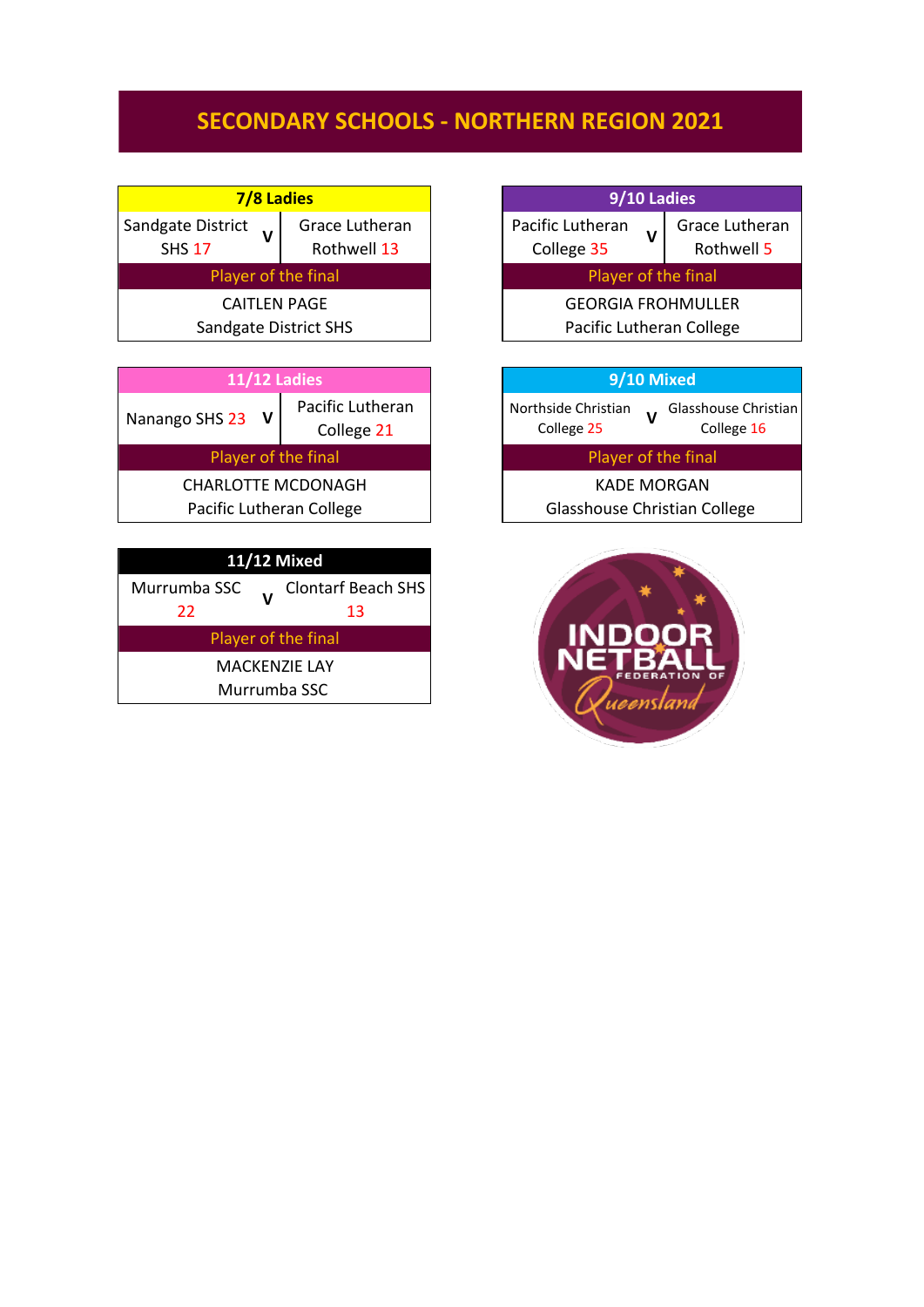# SECONDARY SCHOOLS - NORTHERN REGION 2021

| 7/8 Ladies | | |
|---|---|---|
| Sandgate District SHS 17 | V | Grace Lutheran Rothwell 13 |
| Player of the final | | |
| CAITLEN PAGE Sandgate District SHS | | |

| 9/10 Ladies | | |
|---|---|---|
| Pacific Lutheran College 35 | V | Grace Lutheran Rothwell 5 |
| Player of the final | | |
| GEORGIA FROHMULLER Pacific Lutheran College | | |

| 11/12 Ladies | | |
|---|---|---|
| Nanango SHS 23 | V | Pacific Lutheran College 21 |
| Player of the final | | |
| CHARLOTTE MCDONAGH Pacific Lutheran College | | |

| 9/10 Mixed | | |
|---|---|---|
| Northside Christian College 25 | V | Glasshouse Christian College 16 |
| Player of the final | | |
| KADE MORGAN Glasshouse Christian College | | |

| 11/12 Mixed | | |
|---|---|---|
| Murrumba SSC 22 | V | Clontarf Beach SHS 13 |
| Player of the final | | |
| MACKENZIE LAY Murrumba SSC | | |

INDOOR NETBALL FEDERATION OF Queensland